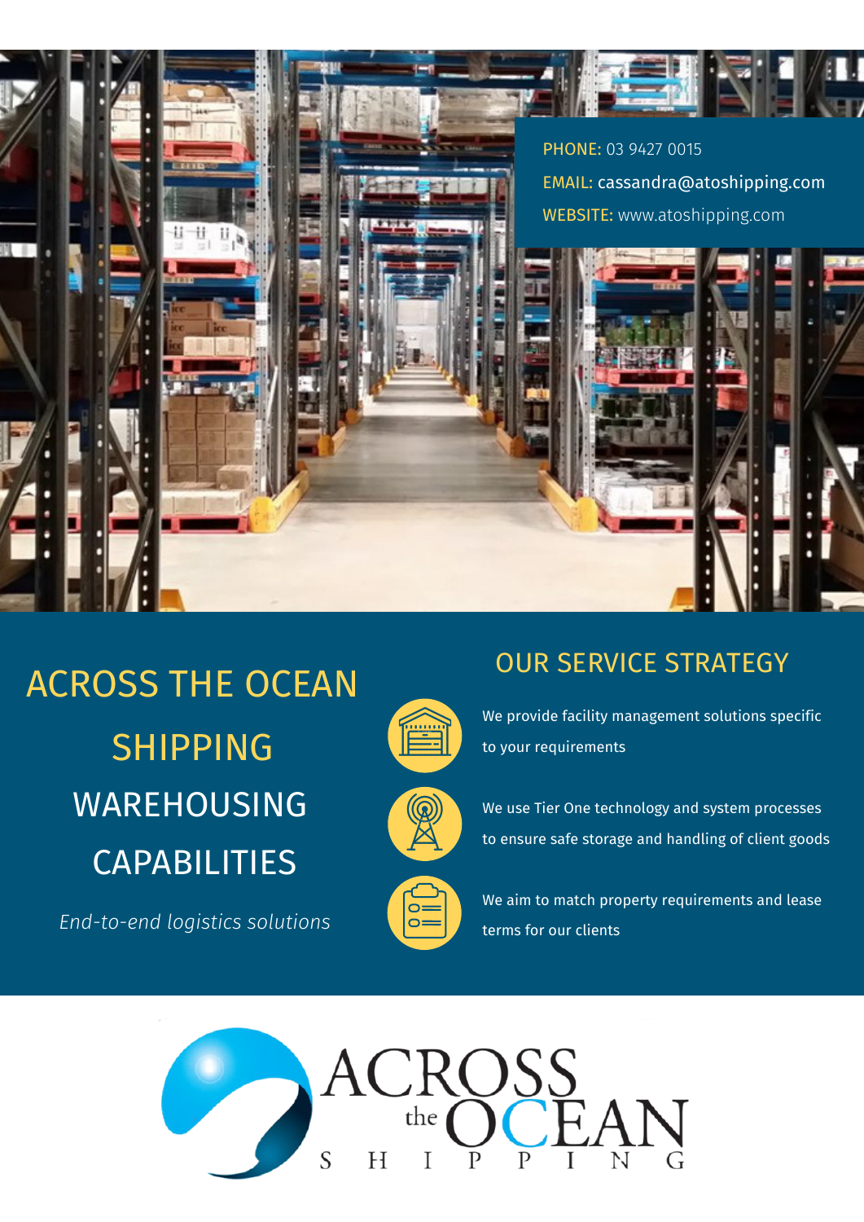**PHONE:** 03 9427 0015

**EMAIL:** cassandra@atoshipping.com

**WEBSITE:** www.atoshipping.com

# ACROSS THE OCEAN SHIPPING

# WAREHOUSING CAPABILITIES

*End-to-end logistics solutions*

## OUR SERVICE STRATEGY

- We provide facility management solutions specific to your requirements
- We use Tier One technology and system processes to ensure safe storage and handling of client goods
- We aim to match property requirements and lease terms for our clients

ACROSS the OCEAN SHIPPING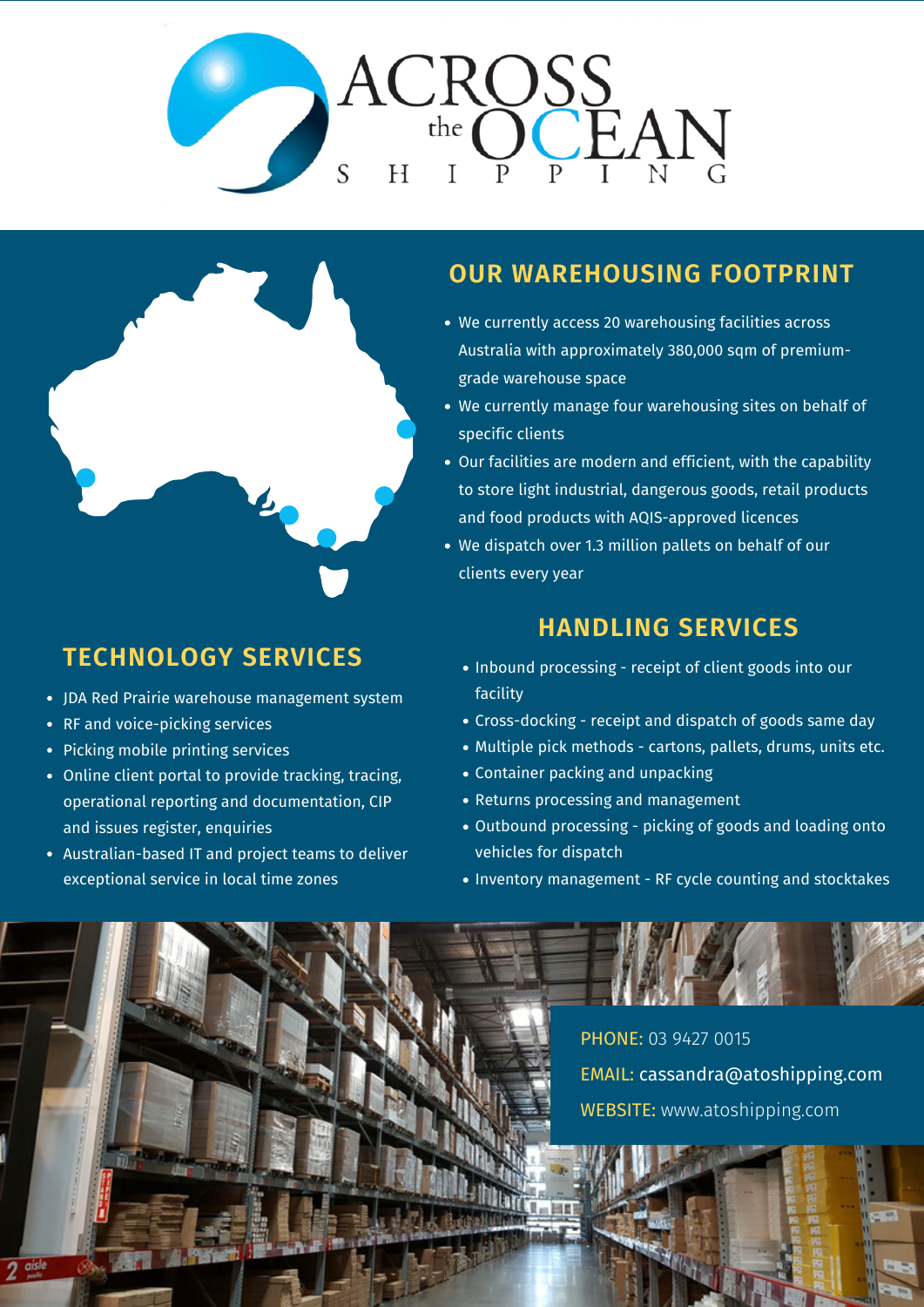# ACROSS the OCEAN SHIPPING

## OUR WAREHOUSING FOOTPRINT

- We currently access 20 warehousing facilities across Australia with approximately 380,000 sqm of premium-grade warehouse space
- We currently manage four warehousing sites on behalf of specific clients
- Our facilities are modern and efficient, with the capability to store light industrial, dangerous goods, retail products and food products with AQIS-approved licences
- We dispatch over 1.3 million pallets on behalf of our clients every year

## TECHNOLOGY SERVICES

- JDA Red Prairie warehouse management system
- RF and voice-picking services
- Picking mobile printing services
- Online client portal to provide tracking, tracing, operational reporting and documentation, CIP and issues register, enquiries
- Australian-based IT and project teams to deliver exceptional service in local time zones

## HANDLING SERVICES

- Inbound processing - receipt of client goods into our facility
- Cross-docking - receipt and dispatch of goods same day
- Multiple pick methods - cartons, pallets, drums, units etc.
- Container packing and unpacking
- Returns processing and management
- Outbound processing - picking of goods and loading onto vehicles for dispatch
- Inventory management - RF cycle counting and stocktakes

PHONE: 03 9427 0015

EMAIL: cassandra@atoshipping.com

WEBSITE: www.atoshipping.com